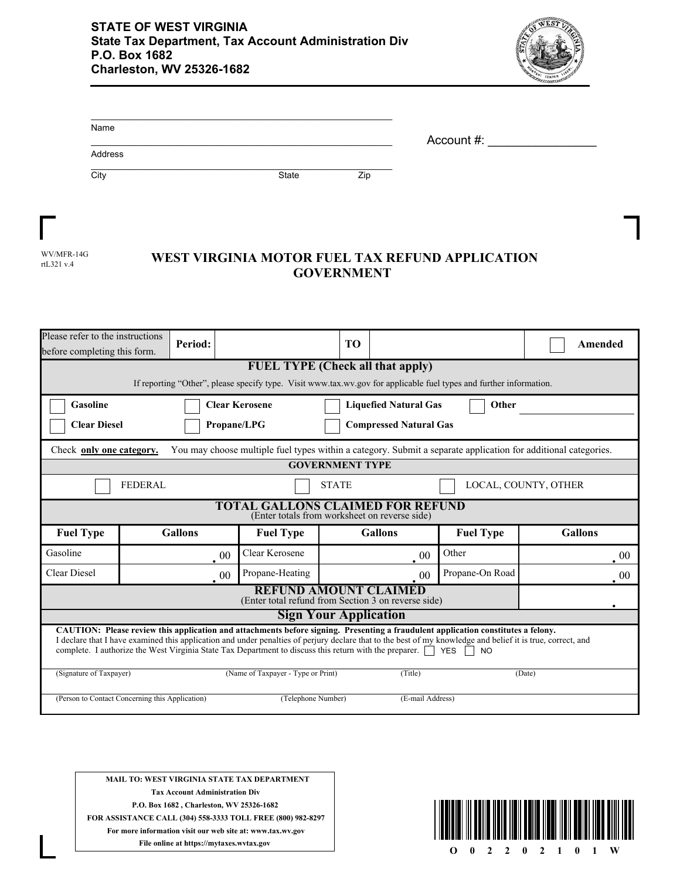**STATE OF WEST VIRGINIA**
**State Tax Department, Tax Account Administration Div**
**P.O. Box 1682**
**Charleston, WV 25326-1682**

Name ______________________________

Address ______________________________

City ____________ State ______ Zip ______

Account #: ________________

WV/MFR-14G
rtL321 v.4

# WEST VIRGINIA MOTOR FUEL TAX REFUND APPLICATION GOVERNMENT

| Please refer to the instructions before completing this form. | **Period:** | | **TO** | | ☐ **Amended** |
|---|---|---|---|---|---|

## FUEL TYPE (Check all that apply)

If reporting "Other", please specify type. Visit www.tax.wv.gov for applicable fuel types and further information.

| | | | |
|---|---|---|---|
| ☐ **Gasoline** | ☐ **Clear Kerosene** | ☐ **Liquefied Natural Gas** | ☐ **Other** ________ |
| ☐ **Clear Diesel** | ☐ **Propane/LPG** | ☐ **Compressed Natural Gas** | |

Check **only one category.** You may choose multiple fuel types within a category. Submit a separate application for additional categories.

## GOVERNMENT TYPE

☐ FEDERAL ☐ STATE ☐ LOCAL, COUNTY, OTHER

## TOTAL GALLONS CLAIMED FOR REFUND

(Enter totals from worksheet on reverse side)

| Fuel Type | Gallons | Fuel Type | Gallons | Fuel Type | Gallons |
|---|---|---|---|---|---|
| Gasoline | . 00 | Clear Kerosene | . 00 | Other | . 00 |
| Clear Diesel | . 00 | Propane-Heating | . 00 | Propane-On Road | . 00 |

| **REFUND AMOUNT CLAIMED** (Enter total refund from Section 3 on reverse side) | . |
|---|---|

## Sign Your Application

**CAUTION: Please review this application and attachments before signing. Presenting a fraudulent application constitutes a felony.**
I declare that I have examined this application and under penalties of perjury declare that to the best of my knowledge and belief it is true, correct, and complete. I authorize the West Virginia State Tax Department to discuss this return with the preparer. ☐ YES ☐ NO

(Signature of Taxpayer) (Name of Taxpayer - Type or Print) (Title) (Date)

(Person to Contact Concerning this Application) (Telephone Number) (E-mail Address)

**MAIL TO: WEST VIRGINIA STATE TAX DEPARTMENT**
**Tax Account Administration Div**
**P.O. Box 1682 , Charleston, WV 25326-1682**
**FOR ASSISTANCE CALL (304) 558-3333 TOLL FREE (800) 982-8297**
**For more information visit our web site at: www.tax.wv.gov**
**File online at https://mytaxes.wvtax.gov**

O 0 2 2 0 2 1 0 1 W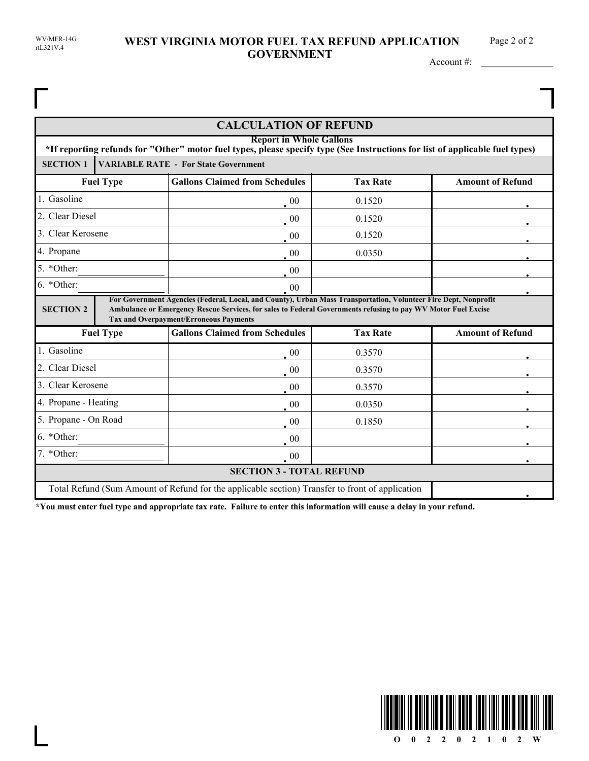WV/MFR-14G
rtL321V.4

# WEST VIRGINIA MOTOR FUEL TAX REFUND APPLICATION GOVERNMENT

Account #: _______________

## CALCULATION OF REFUND

**Report in Whole Gallons**

**\*If reporting refunds for "Other" motor fuel types, please specify type (See Instructions for list of applicable fuel types)**

**SECTION 1 VARIABLE RATE - For State Government**

| Fuel Type | Gallons Claimed from Schedules | Tax Rate | Amount of Refund |
|---|---|---|---|
| 1. Gasoline | .00 | 0.1520 | . |
| 2. Clear Diesel | .00 | 0.1520 | . |
| 3. Clear Kerosene | .00 | 0.1520 | . |
| 4. Propane | .00 | 0.0350 | . |
| 5. *Other: ______ | .00 | | . |
| 6. *Other: ______ | .00 | | . |

**SECTION 2 For Government Agencies (Federal, Local, and County), Urban Mass Transportation, Volunteer Fire Dept, Nonprofit Ambulance or Emergency Rescue Services, for sales to Federal Governments refusing to pay WV Motor Fuel Excise Tax and Overpayment/Erroneous Payments**

| Fuel Type | Gallons Claimed from Schedules | Tax Rate | Amount of Refund |
|---|---|---|---|
| 1. Gasoline | .00 | 0.3570 | . |
| 2. Clear Diesel | .00 | 0.3570 | . |
| 3. Clear Kerosene | .00 | 0.3570 | . |
| 4. Propane - Heating | .00 | 0.0350 | . |
| 5. Propane - On Road | .00 | 0.1850 | . |
| 6. *Other: ______ | .00 | | . |
| 7. *Other: ______ | .00 | | . |

**SECTION 3 - TOTAL REFUND**

| | |
|---|---|
| Total Refund (Sum Amount of Refund for the applicable section) Transfer to front of application | . |

**\*You must enter fuel type and appropriate tax rate. Failure to enter this information will cause a delay in your refund.**

O 0 2 2 0 2 1 0 2 W